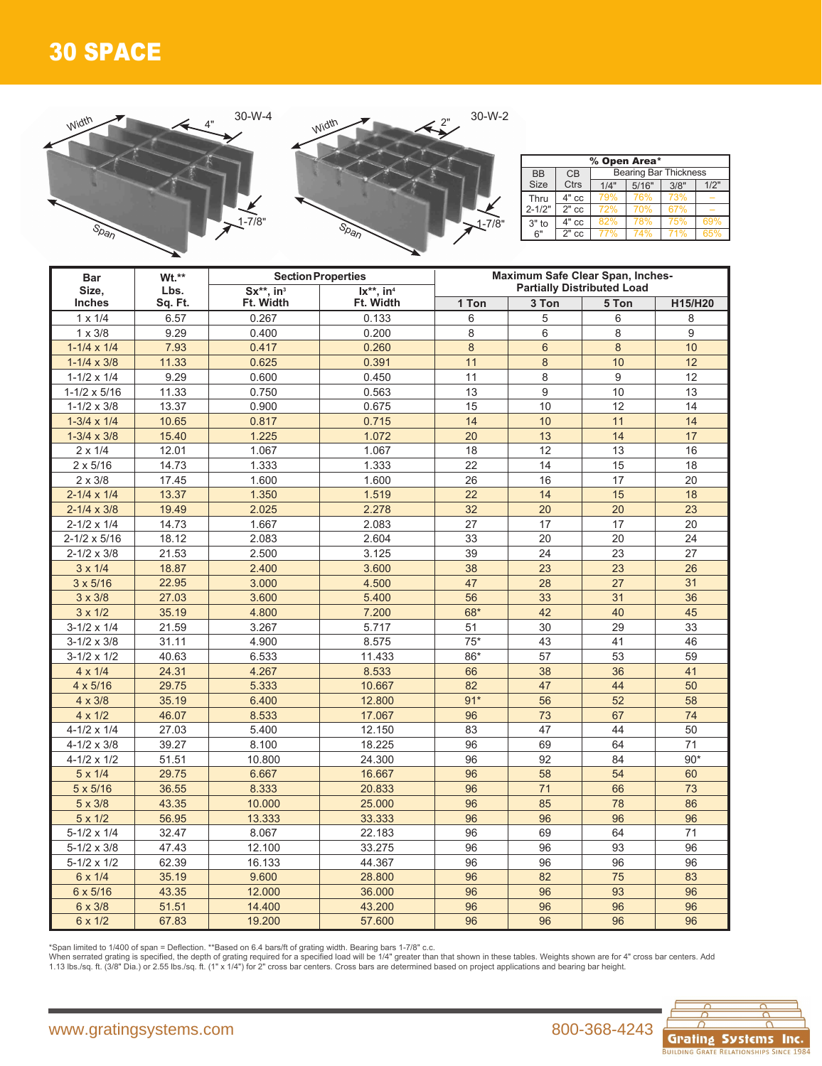# 30 SPACE

30-W-4 — Width, 4", Span, 1-7/8"

30-W-2 — Width, 2", Span, 1-7/8"

| % Open Area* | | | | | |
|---|---|---|---|---|---|
| BB Size | CB Ctrs | Bearing Bar Thickness | | | |
| | | 1/4" | 5/16" | 3/8" | 1/2" |
| Thru 2-1/2" | 4" cc | 79% | 76% | 73% | – |
| | 2" cc | 72% | 70% | 67% | – |
| 3" to 6" | 4" cc | 82% | 78% | 75% | 69% |
| | 2" cc | 77% | 74% | 71% | 65% |

| Bar Size, Inches | Wt.** Lbs. Sq. Ft. | Section Properties | | Maximum Safe Clear Span, Inches- Partially Distributed Load | | | |
|---|---|---|---|---|---|---|---|
| | | Sx**, in³ Ft. Width | Ix**, in⁴ Ft. Width | 1 Ton | 3 Ton | 5 Ton | H15/H20 |
| 1 x 1/4 | 6.57 | 0.267 | 0.133 | 6 | 5 | 6 | 8 |
| 1 x 3/8 | 9.29 | 0.400 | 0.200 | 8 | 6 | 8 | 9 |
| 1-1/4 x 1/4 | 7.93 | 0.417 | 0.260 | 8 | 6 | 8 | 10 |
| 1-1/4 x 3/8 | 11.33 | 0.625 | 0.391 | 11 | 8 | 10 | 12 |
| 1-1/2 x 1/4 | 9.29 | 0.600 | 0.450 | 11 | 8 | 9 | 12 |
| 1-1/2 x 5/16 | 11.33 | 0.750 | 0.563 | 13 | 9 | 10 | 13 |
| 1-1/2 x 3/8 | 13.37 | 0.900 | 0.675 | 15 | 10 | 12 | 14 |
| 1-3/4 x 1/4 | 10.65 | 0.817 | 0.715 | 14 | 10 | 11 | 14 |
| 1-3/4 x 3/8 | 15.40 | 1.225 | 1.072 | 20 | 13 | 14 | 17 |
| 2 x 1/4 | 12.01 | 1.067 | 1.067 | 18 | 12 | 13 | 16 |
| 2 x 5/16 | 14.73 | 1.333 | 1.333 | 22 | 14 | 15 | 18 |
| 2 x 3/8 | 17.45 | 1.600 | 1.600 | 26 | 16 | 17 | 20 |
| 2-1/4 x 1/4 | 13.37 | 1.350 | 1.519 | 22 | 14 | 15 | 18 |
| 2-1/4 x 3/8 | 19.49 | 2.025 | 2.278 | 32 | 20 | 20 | 23 |
| 2-1/2 x 1/4 | 14.73 | 1.667 | 2.083 | 27 | 17 | 17 | 20 |
| 2-1/2 x 5/16 | 18.12 | 2.083 | 2.604 | 33 | 20 | 20 | 24 |
| 2-1/2 x 3/8 | 21.53 | 2.500 | 3.125 | 39 | 24 | 23 | 27 |
| 3 x 1/4 | 18.87 | 2.400 | 3.600 | 38 | 23 | 23 | 26 |
| 3 x 5/16 | 22.95 | 3.000 | 4.500 | 47 | 28 | 27 | 31 |
| 3 x 3/8 | 27.03 | 3.600 | 5.400 | 56 | 33 | 31 | 36 |
| 3 x 1/2 | 35.19 | 4.800 | 7.200 | 68* | 42 | 40 | 45 |
| 3-1/2 x 1/4 | 21.59 | 3.267 | 5.717 | 51 | 30 | 29 | 33 |
| 3-1/2 x 3/8 | 31.11 | 4.900 | 8.575 | 75* | 43 | 41 | 46 |
| 3-1/2 x 1/2 | 40.63 | 6.533 | 11.433 | 86* | 57 | 53 | 59 |
| 4 x 1/4 | 24.31 | 4.267 | 8.533 | 66 | 38 | 36 | 41 |
| 4 x 5/16 | 29.75 | 5.333 | 10.667 | 82 | 47 | 44 | 50 |
| 4 x 3/8 | 35.19 | 6.400 | 12.800 | 91* | 56 | 52 | 58 |
| 4 x 1/2 | 46.07 | 8.533 | 17.067 | 96 | 73 | 67 | 74 |
| 4-1/2 x 1/4 | 27.03 | 5.400 | 12.150 | 83 | 47 | 44 | 50 |
| 4-1/2 x 3/8 | 39.27 | 8.100 | 18.225 | 96 | 69 | 64 | 71 |
| 4-1/2 x 1/2 | 51.51 | 10.800 | 24.300 | 96 | 92 | 84 | 90* |
| 5 x 1/4 | 29.75 | 6.667 | 16.667 | 96 | 58 | 54 | 60 |
| 5 x 5/16 | 36.55 | 8.333 | 20.833 | 96 | 71 | 66 | 73 |
| 5 x 3/8 | 43.35 | 10.000 | 25.000 | 96 | 85 | 78 | 86 |
| 5 x 1/2 | 56.95 | 13.333 | 33.333 | 96 | 96 | 96 | 96 |
| 5-1/2 x 1/4 | 32.47 | 8.067 | 22.183 | 96 | 69 | 64 | 71 |
| 5-1/2 x 3/8 | 47.43 | 12.100 | 33.275 | 96 | 96 | 93 | 96 |
| 5-1/2 x 1/2 | 62.39 | 16.133 | 44.367 | 96 | 96 | 96 | 96 |
| 6 x 1/4 | 35.19 | 9.600 | 28.800 | 96 | 82 | 75 | 83 |
| 6 x 5/16 | 43.35 | 12.000 | 36.000 | 96 | 96 | 93 | 96 |
| 6 x 3/8 | 51.51 | 14.400 | 43.200 | 96 | 96 | 96 | 96 |
| 6 x 1/2 | 67.83 | 19.200 | 57.600 | 96 | 96 | 96 | 96 |

*Span limited to 1/400 of span = Deflection. **Based on 6.4 bars/ft of grating width. Bearing bars 1-7/8" c.c.
When serrated grating is specified, the depth of grating required for a specified load will be 1/4" greater than that shown in these tables. Weights shown are for 4" cross bar centers. Add 1.13 lbs./sq. ft. (3/8" Dia.) or 2.55 lbs./sq. ft. (1" x 1/4") for 2" cross bar centers. Cross bars are determined based on project applications and bearing bar height.

www.gratingsystems.com 800-368-4243

Grating Systems Inc. — Building Grate Relationships Since 1984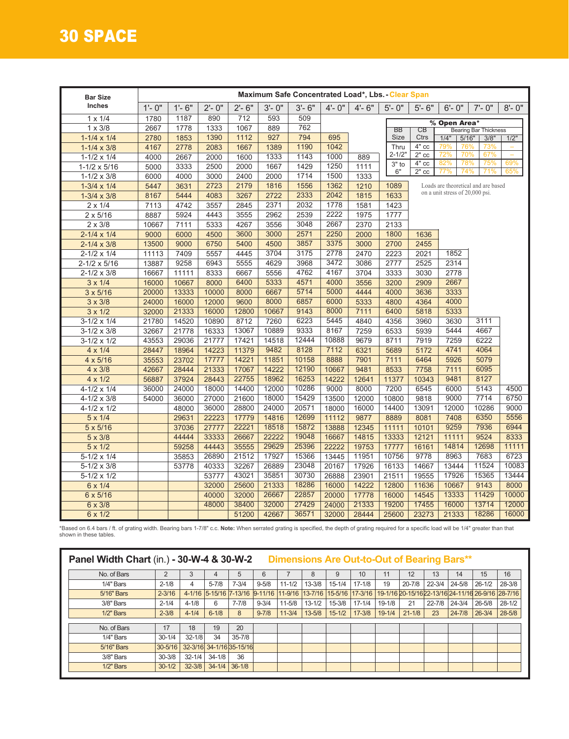# 30 SPACE

| Bar Size Inches | Maximum Safe Concentrated Load*, Lbs. - Clear Span | | | | | | | | | | | | |
|---|---|---|---|---|---|---|---|---|---|---|---|---|---|
| | 1'- 0" | 1'- 6" | 2'- 0" | 2'- 6" | 3'- 0" | 3'- 6" | 4'- 0" | 4'- 6" | 5'- 0" | 5'- 6" | 6'- 0" | 7'- 0" | 8'- 0" |
| 1 x 1/4 | 1780 | 1187 | 890 | 712 | 593 | 509 | | | | | | | |
| 1 x 3/8 | 2667 | 1778 | 1333 | 1067 | 889 | 762 | | | | | | | |
| 1-1/4 x 1/4 | 2780 | 1853 | 1390 | 1112 | 927 | 794 | 695 | | | | | | |
| 1-1/4 x 3/8 | 4167 | 2778 | 2083 | 1667 | 1389 | 1190 | 1042 | | | | | | |
| 1-1/2 x 1/4 | 4000 | 2667 | 2000 | 1600 | 1333 | 1143 | 1000 | 889 | | | | | |
| 1-1/2 x 5/16 | 5000 | 3333 | 2500 | 2000 | 1667 | 1429 | 1250 | 1111 | | | | | |
| 1-1/2 x 3/8 | 6000 | 4000 | 3000 | 2400 | 2000 | 1714 | 1500 | 1333 | | | | | |
| 1-3/4 x 1/4 | 5447 | 3631 | 2723 | 2179 | 1816 | 1556 | 1362 | 1210 | 1089 | | | | |
| 1-3/4 x 3/8 | 8167 | 5444 | 4083 | 3267 | 2722 | 2333 | 2042 | 1815 | 1633 | | | | |
| 2 x 1/4 | 7113 | 4742 | 3557 | 2845 | 2371 | 2032 | 1778 | 1581 | 1423 | | | | |
| 2 x 5/16 | 8887 | 5924 | 4443 | 3555 | 2962 | 2539 | 2222 | 1975 | 1777 | | | | |
| 2 x 3/8 | 10667 | 7111 | 5333 | 4267 | 3556 | 3048 | 2667 | 2370 | 2133 | | | | |
| 2-1/4 x 1/4 | 9000 | 6000 | 4500 | 3600 | 3000 | 2571 | 2250 | 2000 | 1800 | 1636 | | | |
| 2-1/4 x 3/8 | 13500 | 9000 | 6750 | 5400 | 4500 | 3857 | 3375 | 3000 | 2700 | 2455 | | | |
| 2-1/2 x 1/4 | 11113 | 7409 | 5557 | 4445 | 3704 | 3175 | 2778 | 2470 | 2223 | 2021 | 1852 | | |
| 2-1/2 x 5/16 | 13887 | 9258 | 6943 | 5555 | 4629 | 3968 | 3472 | 3086 | 2777 | 2525 | 2314 | | |
| 2-1/2 x 3/8 | 16667 | 11111 | 8333 | 6667 | 5556 | 4762 | 4167 | 3704 | 3333 | 3030 | 2778 | | |
| 3 x 1/4 | 16000 | 10667 | 8000 | 6400 | 5333 | 4571 | 4000 | 3556 | 3200 | 2909 | 2667 | | |
| 3 x 5/16 | 20000 | 13333 | 10000 | 8000 | 6667 | 5714 | 5000 | 4444 | 4000 | 3636 | 3333 | | |
| 3 x 3/8 | 24000 | 16000 | 12000 | 9600 | 8000 | 6857 | 6000 | 5333 | 4800 | 4364 | 4000 | | |
| 3 x 1/2 | 32000 | 21333 | 16000 | 12800 | 10667 | 9143 | 8000 | 7111 | 6400 | 5818 | 5333 | | |
| 3-1/2 x 1/4 | 21780 | 14520 | 10890 | 8712 | 7260 | 6223 | 5445 | 4840 | 4356 | 3960 | 3630 | 3111 | |
| 3-1/2 x 3/8 | 32667 | 21778 | 16333 | 13067 | 10889 | 9333 | 8167 | 7259 | 6533 | 5939 | 5444 | 4667 | |
| 3-1/2 x 1/2 | 43553 | 29036 | 21777 | 17421 | 14518 | 12444 | 10888 | 9679 | 8711 | 7919 | 7259 | 6222 | |
| 4 x 1/4 | 28447 | 18964 | 14223 | 11379 | 9482 | 8128 | 7112 | 6321 | 5689 | 5172 | 4741 | 4064 | |
| 4 x 5/16 | 35553 | 23702 | 17777 | 14221 | 11851 | 10158 | 8888 | 7901 | 7111 | 6464 | 5926 | 5079 | |
| 4 x 3/8 | 42667 | 28444 | 21333 | 17067 | 14222 | 12190 | 10667 | 9481 | 8533 | 7758 | 7111 | 6095 | |
| 4 x 1/2 | 56887 | 37924 | 28443 | 22755 | 18962 | 16253 | 14222 | 12641 | 11377 | 10343 | 9481 | 8127 | |
| 4-1/2 x 1/4 | 36000 | 24000 | 18000 | 14400 | 12000 | 10286 | 9000 | 8000 | 7200 | 6545 | 6000 | 5143 | 4500 |
| 4-1/2 x 3/8 | 54000 | 36000 | 27000 | 21600 | 18000 | 15429 | 13500 | 12000 | 10800 | 9818 | 9000 | 7714 | 6750 |
| 4-1/2 x 1/2 | | 48000 | 36000 | 28800 | 24000 | 20571 | 18000 | 16000 | 14400 | 13091 | 12000 | 10286 | 9000 |
| 5 x 1/4 | | 29631 | 22223 | 17779 | 14816 | 12699 | 11112 | 9877 | 8889 | 8081 | 7408 | 6350 | 5556 |
| 5 x 5/16 | | 37036 | 27777 | 22221 | 18518 | 15872 | 13888 | 12345 | 11111 | 10101 | 9259 | 7936 | 6944 |
| 5 x 3/8 | | 44444 | 33333 | 26667 | 22222 | 19048 | 16667 | 14815 | 13333 | 12121 | 11111 | 9524 | 8333 |
| 5 x 1/2 | | 59258 | 44443 | 35555 | 29629 | 25396 | 22222 | 19753 | 17777 | 16161 | 14814 | 12698 | 11111 |
| 5-1/2 x 1/4 | | 35853 | 26890 | 21512 | 17927 | 15366 | 13445 | 11951 | 10756 | 9778 | 8963 | 7683 | 6723 |
| 5-1/2 x 3/8 | | 53778 | 40333 | 32267 | 26889 | 23048 | 20167 | 17926 | 16133 | 14667 | 13444 | 11524 | 10083 |
| 5-1/2 x 1/2 | | | 53777 | 43021 | 35851 | 30730 | 26888 | 23901 | 21511 | 19555 | 17926 | 15365 | 13444 |
| 6 x 1/4 | | | 32000 | 25600 | 21333 | 18286 | 16000 | 14222 | 12800 | 11636 | 10667 | 9143 | 8000 |
| 6 x 5/16 | | | 40000 | 32000 | 26667 | 22857 | 20000 | 17778 | 16000 | 14545 | 13333 | 11429 | 10000 |
| 6 x 3/8 | | | 48000 | 38400 | 32000 | 27429 | 24000 | 21333 | 19200 | 17455 | 16000 | 13714 | 12000 |
| 6 x 1/2 | | | | 51200 | 42667 | 36571 | 32000 | 28444 | 25600 | 23273 | 21333 | 18286 | 16000 |

**% Open Area***

| BB Size | CB Ctrs | Bearing Bar Thickness | | | |
|---|---|---|---|---|---|
| | | 1/4" | 5/16" | 3/8" | 1/2" |
| Thru 2-1/2" | 4" cc | 79% | 76% | 73% | – |
| | 2" cc | 72% | 70% | 67% | – |
| 3" to 6" | 4" cc | 82% | 78% | 75% | 69% |
| | 2" cc | 77% | 74% | 71% | 65% |

Loads are theoretical and are based on a unit stress of 20,000 psi.

*Based on 6.4 bars / ft. of grating width. Bearing bars 1-7/8" c.c. **Note:** When serrated grating is specified, the depth of grating required for a specific load will be 1/4" greater than that shown in these tables.

## Panel Width Chart (in.) - 30-W-4 & 30-W-2 Dimensions Are Out-to-Out of Bearing Bars**

| No. of Bars | 2 | 3 | 4 | 5 | 6 | 7 | 8 | 9 | 10 | 11 | 12 | 13 | 14 | 15 | 16 |
|---|---|---|---|---|---|---|---|---|---|---|---|---|---|---|---|
| 1/4" Bars | 2-1/8 | 4 | 5-7/8 | 7-3/4 | 9-5/8 | 11-1/2 | 13-3/8 | 15-1/4 | 17-1/8 | 19 | 20-7/8 | 22-3/4 | 24-5/8 | 26-1/2 | 28-3/8 |
| 5/16" Bars | 2-3/16 | 4-1/16 | 5-15/16 | 7-13/16 | 9-11/16 | 11-9/16 | 13-7/16 | 15-5/16 | 17-3/16 | 19-1/16 | 20-15/16 | 22-13/16 | 24-11/16 | 26-9/16 | 28-7/16 |
| 3/8" Bars | 2-1/4 | 4-1/8 | 6 | 7-7/8 | 9-3/4 | 11-5/8 | 13-1/2 | 15-3/8 | 17-1/4 | 19-1/8 | 21 | 22-7/8 | 24-3/4 | 26-5/8 | 28-1/2 |
| 1/2" Bars | 2-3/8 | 4-1/4 | 6-1/8 | 8 | 9-7/8 | 11-3/4 | 13-5/8 | 15-1/2 | 17-3/8 | 19-1/4 | 21-1/8 | 23 | 24-7/8 | 26-3/4 | 28-5/8 |

| No. of Bars | 17 | 18 | 19 | 20 |
|---|---|---|---|---|
| 1/4" Bars | 30-1/4 | 32-1/8 | 34 | 35-7/8 |
| 5/16" Bars | 30-5/16 | 32-3/16 | 34-1/16 | 35-15/16 |
| 3/8" Bars | 30-3/8 | 32-1/4 | 34-1/8 | 36 |
| 1/2" Bars | 30-1/2 | 32-3/8 | 34-1/4 | 36-1/8 |